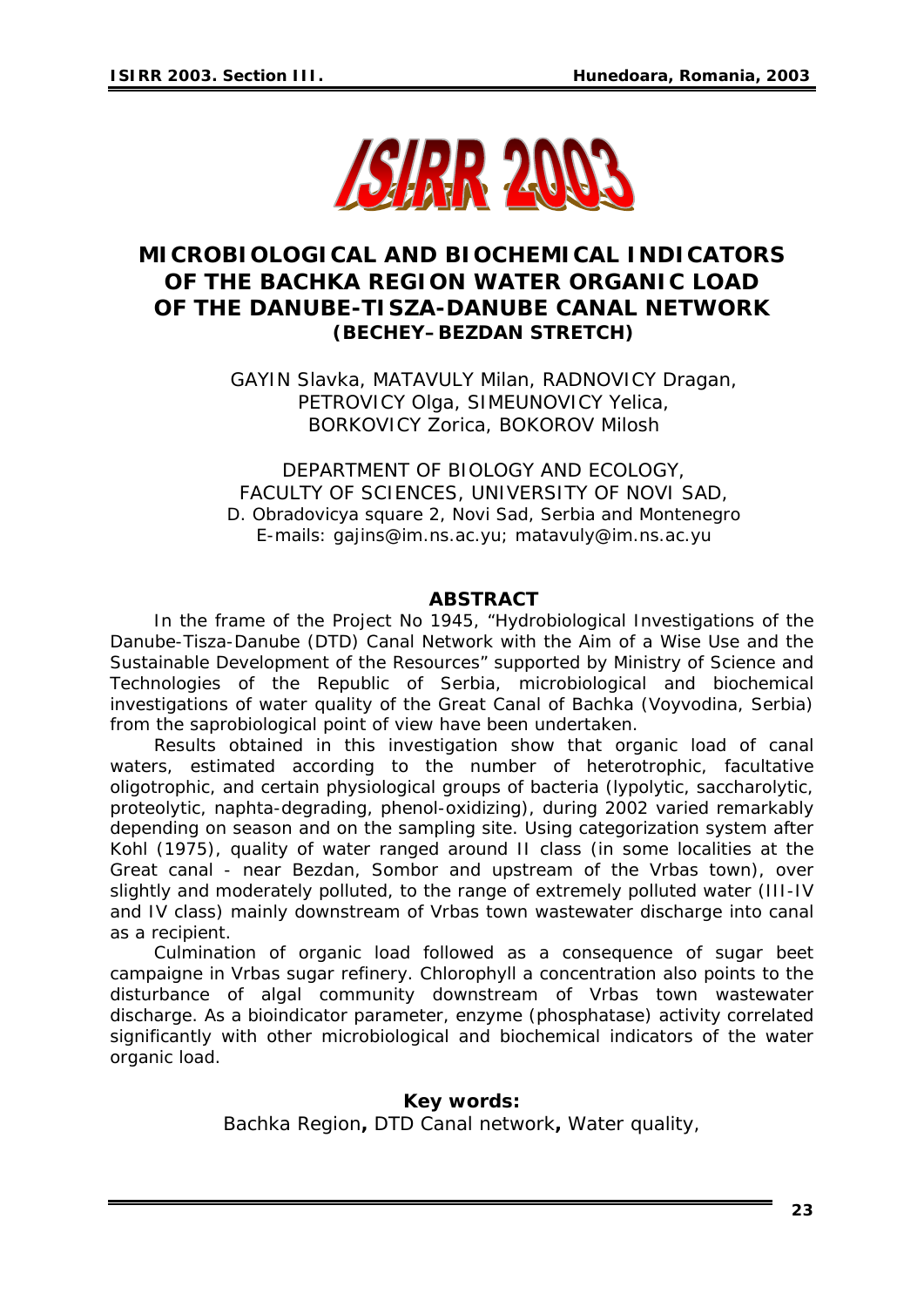# MICROBIOLOGICAL AND BIOCHEMICAL INDICATORS OF THE BACHKA REGION WATER ORGANIC LOAD OF THE DANUBE-TISZA-DANUBE CANAL NETWORK
## (BECHEY–BEZDAN STRETCH)

GAYIN Slavka, MATAVULY Milan, RADNOVICY Dragan, PETROVICY Olga, SIMEUNOVICY Yelica, BORKOVICY Zorica, BOKOROV Milosh

DEPARTMENT OF BIOLOGY AND ECOLOGY,
FACULTY OF SCIENCES, UNIVERSITY OF NOVI SAD,
D. Obradovicya square 2, Novi Sad, Serbia and Montenegro
E-mails: gajins@im.ns.ac.yu; matavuly@im.ns.ac.yu

## ABSTRACT

In the frame of the Project No 1945, "Hydrobiological Investigations of the Danube-Tisza-Danube (DTD) Canal Network with the Aim of a Wise Use and the Sustainable Development of the Resources" supported by Ministry of Science and Technologies of the Republic of Serbia, microbiological and biochemical investigations of water quality of the Great Canal of Bachka (Voyvodina, Serbia) from the saprobiological point of view have been undertaken.

Results obtained in this investigation show that organic load of canal waters, estimated according to the number of heterotrophic, facultative oligotrophic, and certain physiological groups of bacteria (lypolytic, saccharolytic, proteolytic, naphta-degrading, phenol-oxidizing), during 2002 varied remarkably depending on season and on the sampling site. Using categorization system after Kohl (1975), quality of water ranged around II class (in some localities at the Great canal - near Bezdan, Sombor and upstream of the Vrbas town), over slightly and moderately polluted, to the range of extremely polluted water (III-IV and IV class) mainly downstream of Vrbas town wastewater discharge into canal as a recipient.

Culmination of organic load followed as a consequence of sugar beet campaigne in Vrbas sugar refinery. Chlorophyll a concentration also points to the disturbance of algal community downstream of Vrbas town wastewater discharge. As a bioindicator parameter, enzyme (phosphatase) activity correlated significantly with other microbiological and biochemical indicators of the water organic load.

**Key words:**
Bachka Region**,** DTD Canal network**,** Water quality,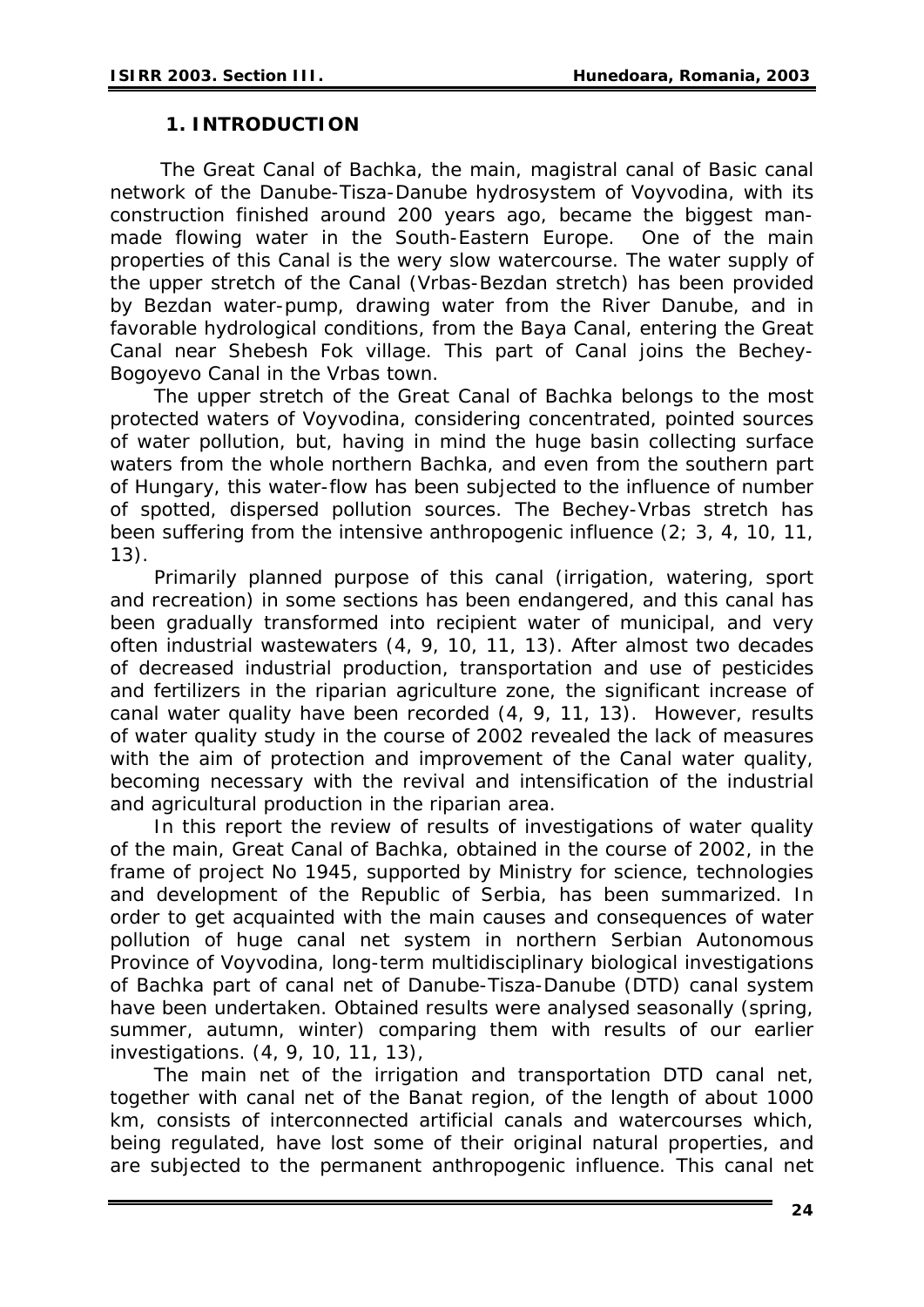## 1. INTRODUCTION

The Great Canal of Bachka, the main, magistral canal of Basic canal network of the Danube-Tisza-Danube hydrosystem of Voyvodina, with its construction finished around 200 years ago, became the biggest man-made flowing water in the South-Eastern Europe. One of the main properties of this Canal is the wery slow watercourse. The water supply of the upper stretch of the Canal (Vrbas-Bezdan stretch) has been provided by Bezdan water-pump, drawing water from the River Danube, and in favorable hydrological conditions, from the Baya Canal, entering the Great Canal near Shebesh Fok village. This part of Canal joins the Bechey-Bogoyevo Canal in the Vrbas town.

The upper stretch of the Great Canal of Bachka belongs to the most protected waters of Voyvodina, considering concentrated, pointed sources of water pollution, but, having in mind the huge basin collecting surface waters from the whole northern Bachka, and even from the southern part of Hungary, this water-flow has been subjected to the influence of number of spotted, dispersed pollution sources. The Bechey-Vrbas stretch has been suffering from the intensive anthropogenic influence (2; 3, 4, 10, 11, 13).

Primarily planned purpose of this canal (irrigation, watering, sport and recreation) in some sections has been endangered, and this canal has been gradually transformed into recipient water of municipal, and very often industrial wastewaters (4, 9, 10, 11, 13). After almost two decades of decreased industrial production, transportation and use of pesticides and fertilizers in the riparian agriculture zone, the significant increase of canal water quality have been recorded (4, 9, 11, 13). However, results of water quality study in the course of 2002 revealed the lack of measures with the aim of protection and improvement of the Canal water quality, becoming necessary with the revival and intensification of the industrial and agricultural production in the riparian area.

In this report the review of results of investigations of water quality of the main, Great Canal of Bachka, obtained in the course of 2002, in the frame of project No 1945, supported by Ministry for science, technologies and development of the Republic of Serbia, has been summarized. In order to get acquainted with the main causes and consequences of water pollution of huge canal net system in northern Serbian Autonomous Province of Voyvodina, long-term multidisciplinary biological investigations of Bachka part of canal net of Danube-Tisza-Danube (DTD) canal system have been undertaken. Obtained results were analysed seasonally (spring, summer, autumn, winter) comparing them with results of our earlier investigations. (4, 9, 10, 11, 13),

The main net of the irrigation and transportation DTD canal net, together with canal net of the Banat region, of the length of about 1000 km, consists of interconnected artificial canals and watercourses which, being regulated, have lost some of their original natural properties, and are subjected to the permanent anthropogenic influence. This canal net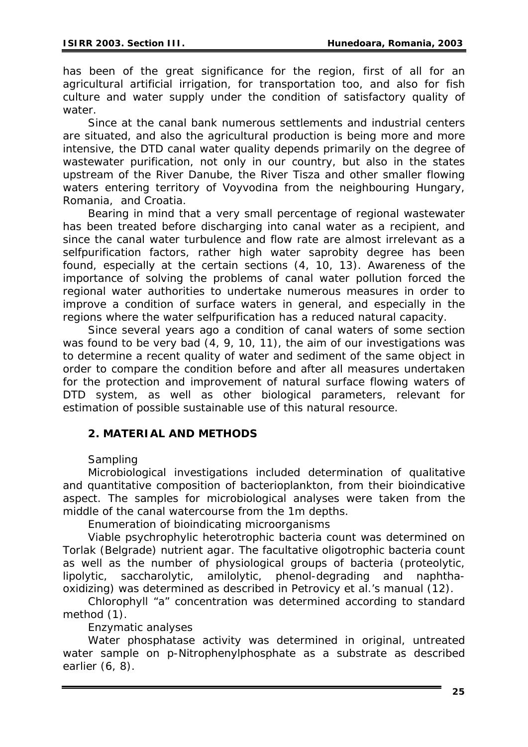has been of the great significance for the region, first of all for an agricultural artificial irrigation, for transportation too, and also for fish culture and water supply under the condition of satisfactory quality of water.

Since at the canal bank numerous settlements and industrial centers are situated, and also the agricultural production is being more and more intensive, the DTD canal water quality depends primarily on the degree of wastewater purification, not only in our country, but also in the states upstream of the River Danube, the River Tisza and other smaller flowing waters entering territory of Voyvodina from the neighbouring Hungary, Romania, and Croatia.

Bearing in mind that a very small percentage of regional wastewater has been treated before discharging into canal water as a recipient, and since the canal water turbulence and flow rate are almost irrelevant as a selfpurification factors, rather high water saprobity degree has been found, especially at the certain sections (4, 10, 13). Awareness of the importance of solving the problems of canal water pollution forced the regional water authorities to undertake numerous measures in order to improve a condition of surface waters in general, and especially in the regions where the water selfpurification has a reduced natural capacity.

Since several years ago a condition of canal waters of some section was found to be very bad (4, 9, 10, 11), the aim of our investigations was to determine a recent quality of water and sediment of the same object in order to compare the condition before and after all measures undertaken for the protection and improvement of natural surface flowing waters of DTD system, as well as other biological parameters, relevant for estimation of possible sustainable use of this natural resource.

## 2. MATERIAL AND METHODS

*Sampling*

Microbiological investigations included determination of qualitative and quantitative composition of bacterioplankton, from their bioindicative aspect. The samples for microbiological analyses were taken from the middle of the canal watercourse from the 1m depths.

*Enumeration of bioindicating microorganisms*

Viable psychrophylic heterotrophic bacteria count was determined on Torlak (Belgrade) nutrient agar. The facultative oligotrophic bacteria count as well as the number of physiological groups of bacteria (proteolytic, lipolytic, saccharolytic, amilolytic, phenol-degrading and naphtha-oxidizing) was determined as described in Petrovicy et al.'s manual (12).

Chlorophyll "a" concentration was determined according to standard method (1).

*Enzymatic analyses*

Water phosphatase activity was determined in original, untreated water sample on p-Nitrophenylphosphate as a substrate as described earlier (6, 8).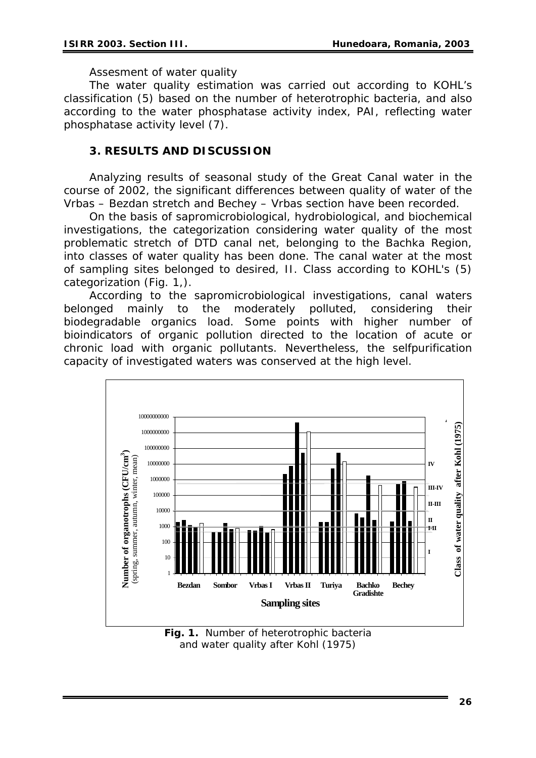Assesment of water quality

The water quality estimation was carried out according to KOHL's classification (5) based on the number of heterotrophic bacteria, and also according to the water phosphatase activity index, PAI, reflecting water phosphatase activity level (7).

### 3. RESULTS AND DISCUSSION

Analyzing results of seasonal study of the Great Canal water in the course of 2002, the significant differences between quality of water of the Vrbas – Bezdan stretch and Bechey – Vrbas section have been recorded.

On the basis of sapromicrobiological, hydrobiological, and biochemical investigations, the categorization considering water quality of the most problematic stretch of DTD canal net, belonging to the Bachka Region, into classes of water quality has been done. The canal water at the most of sampling sites belonged to desired, II. Class according to KOHL's (5) categorization (Fig. 1,).

According to the sapromicrobiological investigations, canal waters belonged mainly to the moderately polluted, considering their biodegradable organics load. Some points with higher number of bioindicators of organic pollution directed to the location of acute or chronic load with organic pollutants. Nevertheless, the selfpurification capacity of investigated waters was conserved at the high level.

**Fig. 1.** Number of heterotrophic bacteria and water quality after Kohl (1975)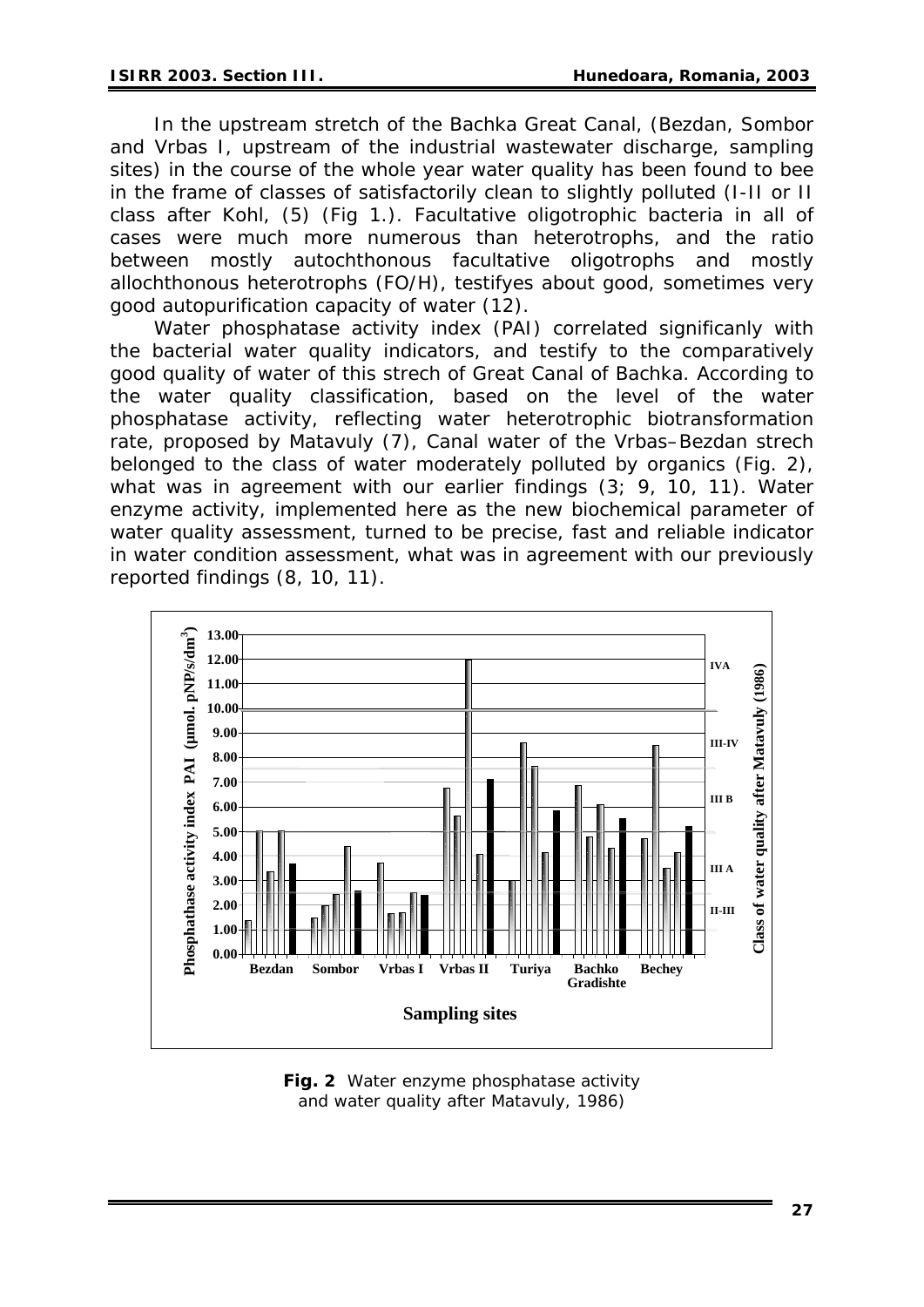In the upstream stretch of the Bachka Great Canal, (Bezdan, Sombor and Vrbas I, upstream of the industrial wastewater discharge, sampling sites) in the course of the whole year water quality has been found to bee in the frame of classes of satisfactorily clean to slightly polluted (I-II or II class after Kohl, (5) (Fig 1.). Facultative oligotrophic bacteria in all of cases were much more numerous than heterotrophs, and the ratio between mostly autochthonous facultative oligotrophs and mostly allochthonous heterotrophs (FO/H), testifyes about good, sometimes very good autopurification capacity of water (12).

Water phosphatase activity index (PAI) correlated significanly with the bacterial water quality indicators, and testify to the comparatively good quality of water of this strech of Great Canal of Bachka. According to the water quality classification, based on the level of the water phosphatase activity, reflecting water heterotrophic biotransformation rate, proposed by Matavuly (7), Canal water of the Vrbas–Bezdan strech belonged to the class of water moderately polluted by organics (Fig. 2), what was in agreement with our earlier findings (3; 9, 10, 11). Water enzyme activity, implemented here as the new biochemical parameter of water quality assessment, turned to be precise, fast and reliable indicator in water condition assessment, what was in agreement with our previously reported findings (8, 10, 11).

**Fig. 2** Water enzyme phosphatase activity and water quality after Matavuly, 1986)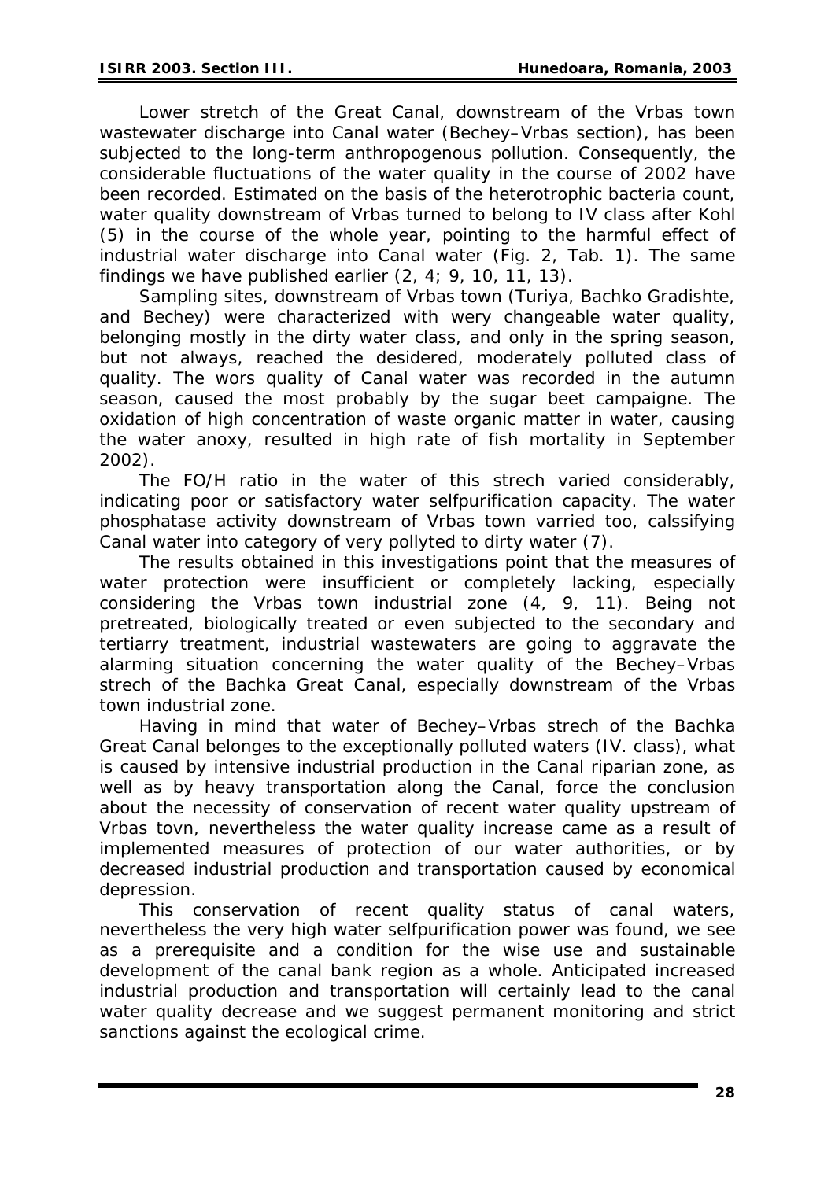Lower stretch of the Great Canal, downstream of the Vrbas town wastewater discharge into Canal water (Bechey–Vrbas section), has been subjected to the long-term anthropogenous pollution. Consequently, the considerable fluctuations of the water quality in the course of 2002 have been recorded. Estimated on the basis of the heterotrophic bacteria count, water quality downstream of Vrbas turned to belong to IV class after Kohl (5) in the course of the whole year, pointing to the harmful effect of industrial water discharge into Canal water (Fig. 2, Tab. 1). The same findings we have published earlier (2, 4; 9, 10, 11, 13).

Sampling sites, downstream of Vrbas town (Turiya, Bachko Gradishte, and Bechey) were characterized with wery changeable water quality, belonging mostly in the dirty water class, and only in the spring season, but not always, reached the desidered, moderately polluted class of quality. The wors quality of Canal water was recorded in the autumn season, caused the most probably by the sugar beet campaigne. The oxidation of high concentration of waste organic matter in water, causing the water anoxy, resulted in high rate of fish mortality in September 2002).

The FO/H ratio in the water of this strech varied considerably, indicating poor or satisfactory water selfpurification capacity. The water phosphatase activity downstream of Vrbas town varried too, calssifying Canal water into category of very pollyted to dirty water (7).

The results obtained in this investigations point that the measures of water protection were insufficient or completely lacking, especially considering the Vrbas town industrial zone (4, 9, 11). Being not pretreated, biologically treated or even subjected to the secondary and tertiarry treatment, industrial wastewaters are going to aggravate the alarming situation concerning the water quality of the Bechey–Vrbas strech of the Bachka Great Canal, especially downstream of the Vrbas town industrial zone.

Having in mind that water of Bechey–Vrbas strech of the Bachka Great Canal belonges to the exceptionally polluted waters (IV. class), what is caused by intensive industrial production in the Canal riparian zone, as well as by heavy transportation along the Canal, force the conclusion about the necessity of conservation of recent water quality upstream of Vrbas tovn, nevertheless the water quality increase came as a result of implemented measures of protection of our water authorities, or by decreased industrial production and transportation caused by economical depression.

This conservation of recent quality status of canal waters, nevertheless the very high water selfpurification power was found, we see as a prerequisite and a condition for the wise use and sustainable development of the canal bank region as a whole. Anticipated increased industrial production and transportation will certainly lead to the canal water quality decrease and we suggest permanent monitoring and strict sanctions against the ecological crime.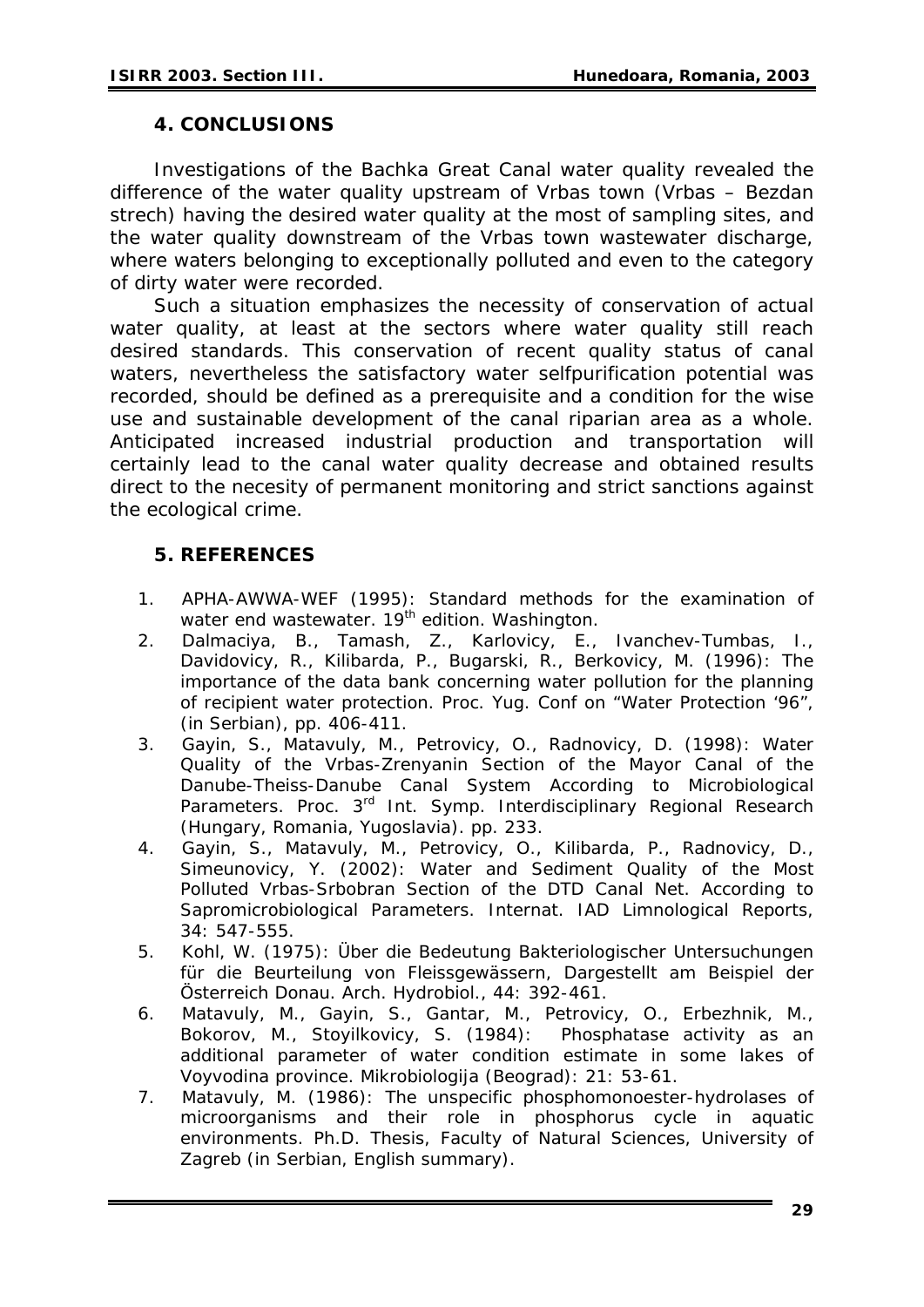## 4. CONCLUSIONS

Investigations of the Bachka Great Canal water quality revealed the difference of the water quality upstream of Vrbas town (Vrbas – Bezdan strech) having the desired water quality at the most of sampling sites, and the water quality downstream of the Vrbas town wastewater discharge, where waters belonging to exceptionally polluted and even to the category of dirty water were recorded.

Such a situation emphasizes the necessity of conservation of actual water quality, at least at the sectors where water quality still reach desired standards. This conservation of recent quality status of canal waters, nevertheless the satisfactory water selfpurification potential was recorded, should be defined as a prerequisite and a condition for the wise use and sustainable development of the canal riparian area as a whole. Anticipated increased industrial production and transportation will certainly lead to the canal water quality decrease and obtained results direct to the necesity of permanent monitoring and strict sanctions against the ecological crime.

## 5. REFERENCES

1. APHA-AWWA-WEF (1995): Standard methods for the examination of water end wastewater. 19th edition. Washington.
2. Dalmaciya, B., Tamash, Z., Karlovicy, E., Ivanchev-Tumbas, I., Davidovicy, R., Kilibarda, P., Bugarski, R., Berkovicy, M. (1996): The importance of the data bank concerning water pollution for the planning of recipient water protection. Proc. Yug. Conf on "Water Protection '96", (in Serbian), pp. 406-411.
3. Gayin, S., Matavuly, M., Petrovicy, O., Radnovicy, D. (1998): Water Quality of the Vrbas-Zrenyanin Section of the Mayor Canal of the Danube-Theiss-Danube Canal System According to Microbiological Parameters. Proc. 3rd Int. Symp. Interdisciplinary Regional Research (Hungary, Romania, Yugoslavia). pp. 233.
4. Gayin, S., Matavuly, M., Petrovicy, O., Kilibarda, P., Radnovicy, D., Simeunovicy, Y. (2002): Water and Sediment Quality of the Most Polluted Vrbas-Srbobran Section of the DTD Canal Net. According to Sapromicrobiological Parameters. Internat. IAD Limnological Reports, 34: 547-555.
5. Kohl, W. (1975): Über die Bedeutung Bakteriologischer Untersuchungen für die Beurteilung von Fleissgewässern, Dargestellt am Beispiel der Österreich Donau. Arch. Hydrobiol., 44: 392-461.
6. Matavuly, M., Gayin, S., Gantar, M., Petrovicy, O., Erbezhnik, M., Bokorov, M., Stoyilkovicy, S. (1984): Phosphatase activity as an additional parameter of water condition estimate in some lakes of Voyvodina province. Mikrobiologija (Beograd): 21: 53-61.
7. Matavuly, M. (1986): The unspecific phosphomonoester-hydrolases of microorganisms and their role in phosphorus cycle in aquatic environments. Ph.D. Thesis, Faculty of Natural Sciences, University of Zagreb (in Serbian, English summary).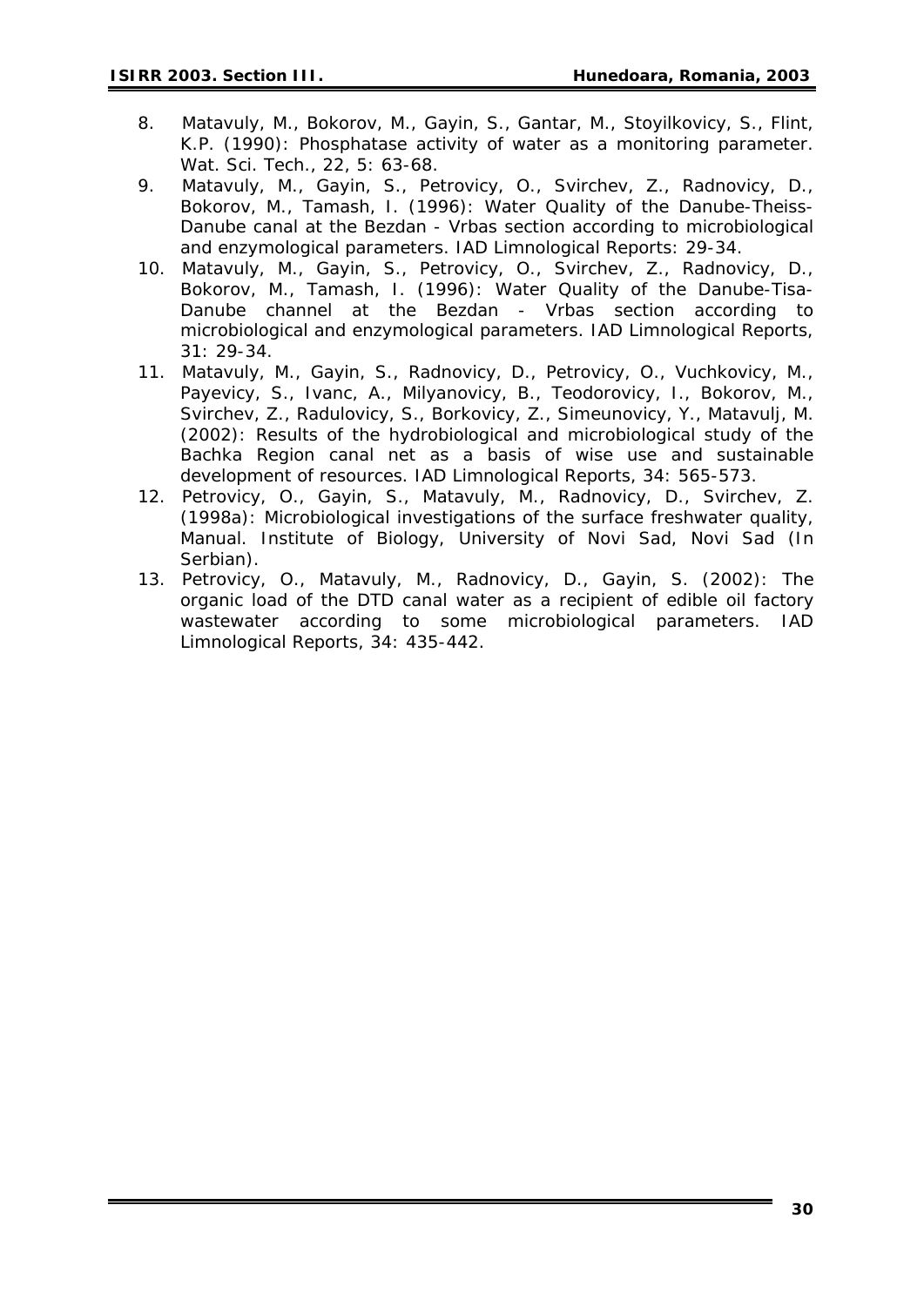8. Matavuly, M., Bokorov, M., Gayin, S., Gantar, M., Stoyilkovicy, S., Flint, K.P. (1990): Phosphatase activity of water as a monitoring parameter. Wat. Sci. Tech., 22, 5: 63-68.
9. Matavuly, M., Gayin, S., Petrovicy, O., Svirchev, Z., Radnovicy, D., Bokorov, M., Tamash, I. (1996): Water Quality of the Danube-Theiss-Danube canal at the Bezdan - Vrbas section according to microbiological and enzymological parameters. IAD Limnological Reports: 29-34.
10. Matavuly, M., Gayin, S., Petrovicy, O., Svirchev, Z., Radnovicy, D., Bokorov, M., Tamash, I. (1996): Water Quality of the Danube-Tisa-Danube channel at the Bezdan - Vrbas section according to microbiological and enzymological parameters. IAD Limnological Reports, 31: 29-34.
11. Matavuly, M., Gayin, S., Radnovicy, D., Petrovicy, O., Vuchkovicy, M., Payevicy, S., Ivanc, A., Milyanovicy, B., Teodorovicy, I., Bokorov, M., Svirchev, Z., Radulovicy, S., Borkovicy, Z., Simeunovicy, Y., Matavulj, M. (2002): Results of the hydrobiological and microbiological study of the Bachka Region canal net as a basis of wise use and sustainable development of resources. IAD Limnological Reports, 34: 565-573.
12. Petrovicy, O., Gayin, S., Matavuly, M., Radnovicy, D., Svirchev, Z. (1998a): Microbiological investigations of the surface freshwater quality, Manual. Institute of Biology, University of Novi Sad, Novi Sad (In Serbian).
13. Petrovicy, O., Matavuly, M., Radnovicy, D., Gayin, S. (2002): The organic load of the DTD canal water as a recipient of edible oil factory wastewater according to some microbiological parameters. IAD Limnological Reports, 34: 435-442.